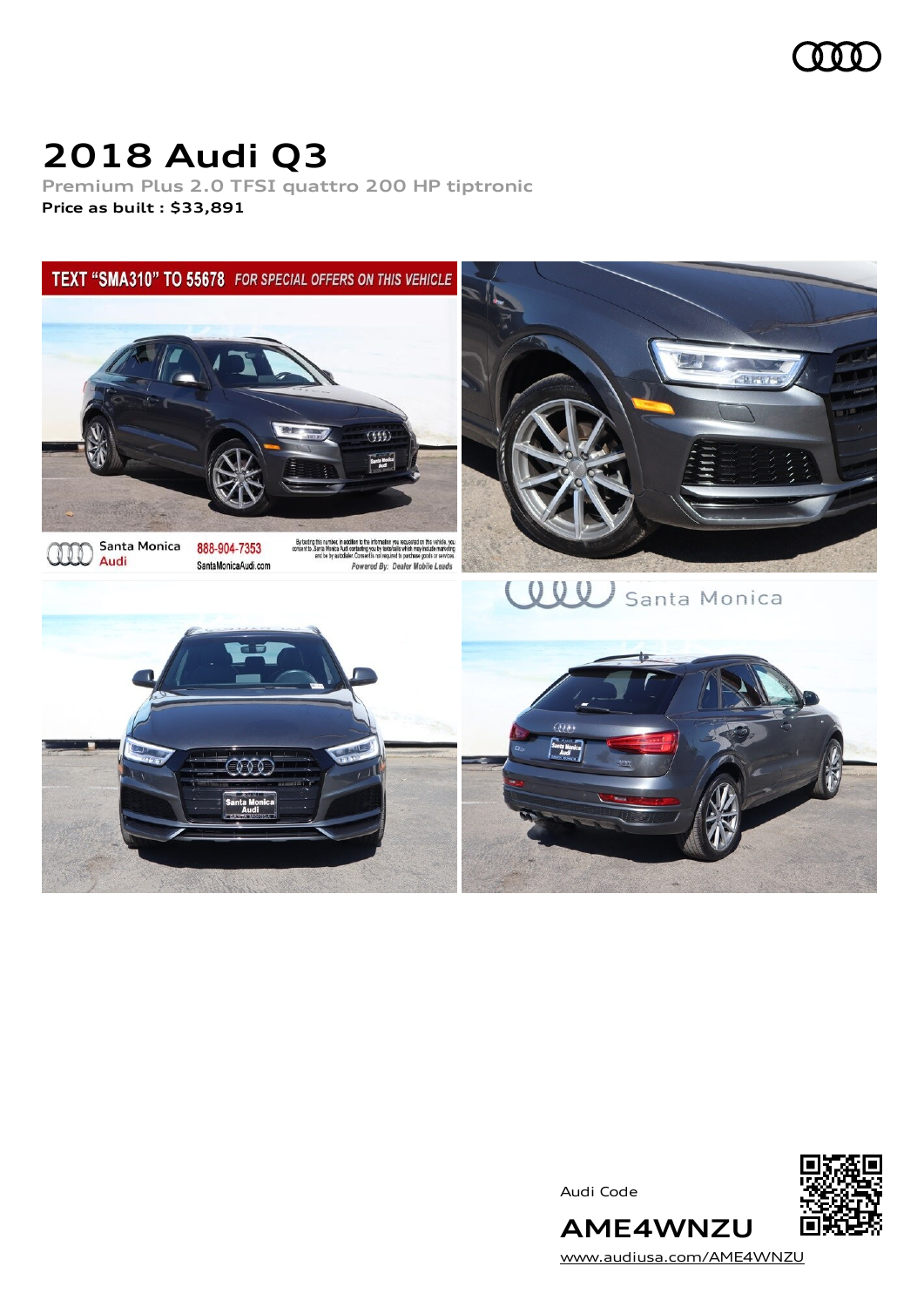# 2018 Audi Q3

Premium Plus 2.0 TFSI quattro 200 HP tiptronic

**Price as built : $33,891**

Audi Code

**AME4WNZU**

www.audiusa.com/AME4WNZU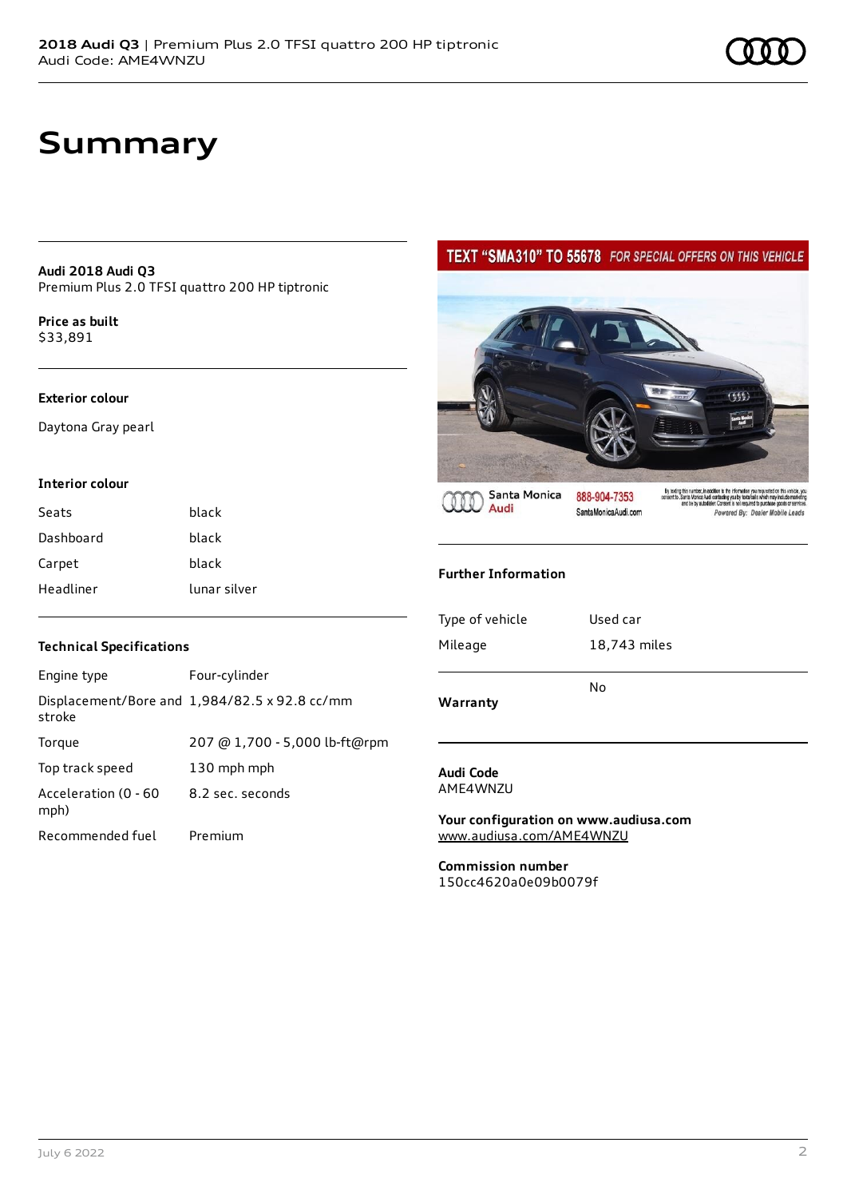# Summary

**Audi 2018 Audi Q3**
Premium Plus 2.0 TFSI quattro 200 HP tiptronic

**Price as built**
$33,891

### Exterior colour

Daytona Gray pearl

### Interior colour

| | |
|---|---|
| Seats | black |
| Dashboard | black |
| Carpet | black |
| Headliner | lunar silver |

### Technical Specifications

| | |
|---|---|
| Engine type | Four-cylinder |
| Displacement/Bore and stroke | 1,984/82.5 x 92.8 cc/mm |
| Torque | 207 @ 1,700 - 5,000 lb-ft@rpm |
| Top track speed | 130 mph mph |
| Acceleration (0 - 60 mph) | 8.2 sec. seconds |
| Recommended fuel | Premium |

### Further Information

| | |
|---|---|
| Type of vehicle | Used car |
| Mileage | 18,743 miles |
| **Warranty** | No |

**Audi Code**
AME4WNZU

**Your configuration on www.audiusa.com**
www.audiusa.com/AME4WNZU

**Commission number**
150cc4620a0e09b0079f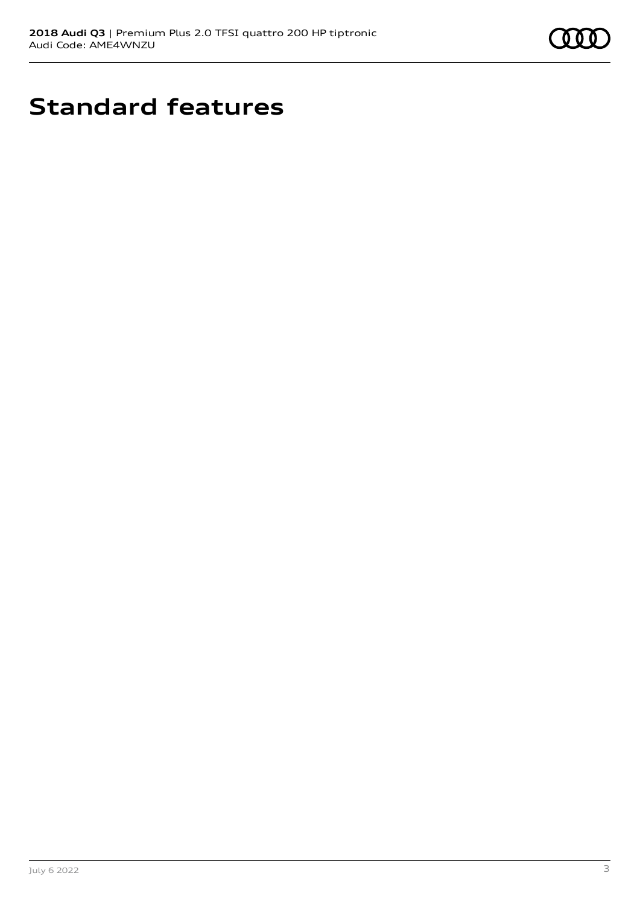# Standard features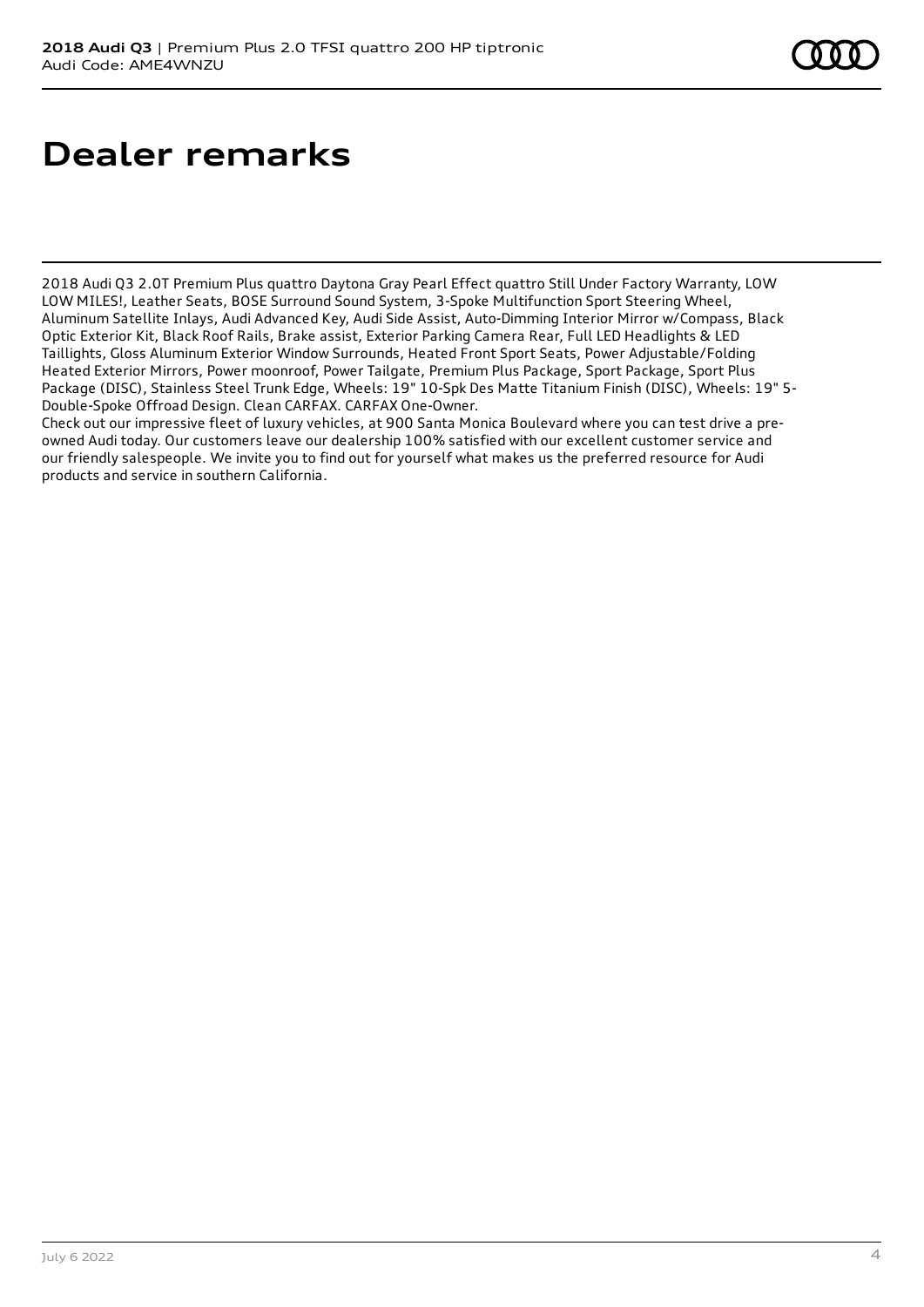# Dealer remarks

2018 Audi Q3 2.0T Premium Plus quattro Daytona Gray Pearl Effect quattro Still Under Factory Warranty, LOW LOW MILES!, Leather Seats, BOSE Surround Sound System, 3-Spoke Multifunction Sport Steering Wheel, Aluminum Satellite Inlays, Audi Advanced Key, Audi Side Assist, Auto-Dimming Interior Mirror w/Compass, Black Optic Exterior Kit, Black Roof Rails, Brake assist, Exterior Parking Camera Rear, Full LED Headlights & LED Taillights, Gloss Aluminum Exterior Window Surrounds, Heated Front Sport Seats, Power Adjustable/Folding Heated Exterior Mirrors, Power moonroof, Power Tailgate, Premium Plus Package, Sport Package, Sport Plus Package (DISC), Stainless Steel Trunk Edge, Wheels: 19" 10-Spk Des Matte Titanium Finish (DISC), Wheels: 19" 5-Double-Spoke Offroad Design. Clean CARFAX. CARFAX One-Owner.
Check out our impressive fleet of luxury vehicles, at 900 Santa Monica Boulevard where you can test drive a pre-owned Audi today. Our customers leave our dealership 100% satisfied with our excellent customer service and our friendly salespeople. We invite you to find out for yourself what makes us the preferred resource for Audi products and service in southern California.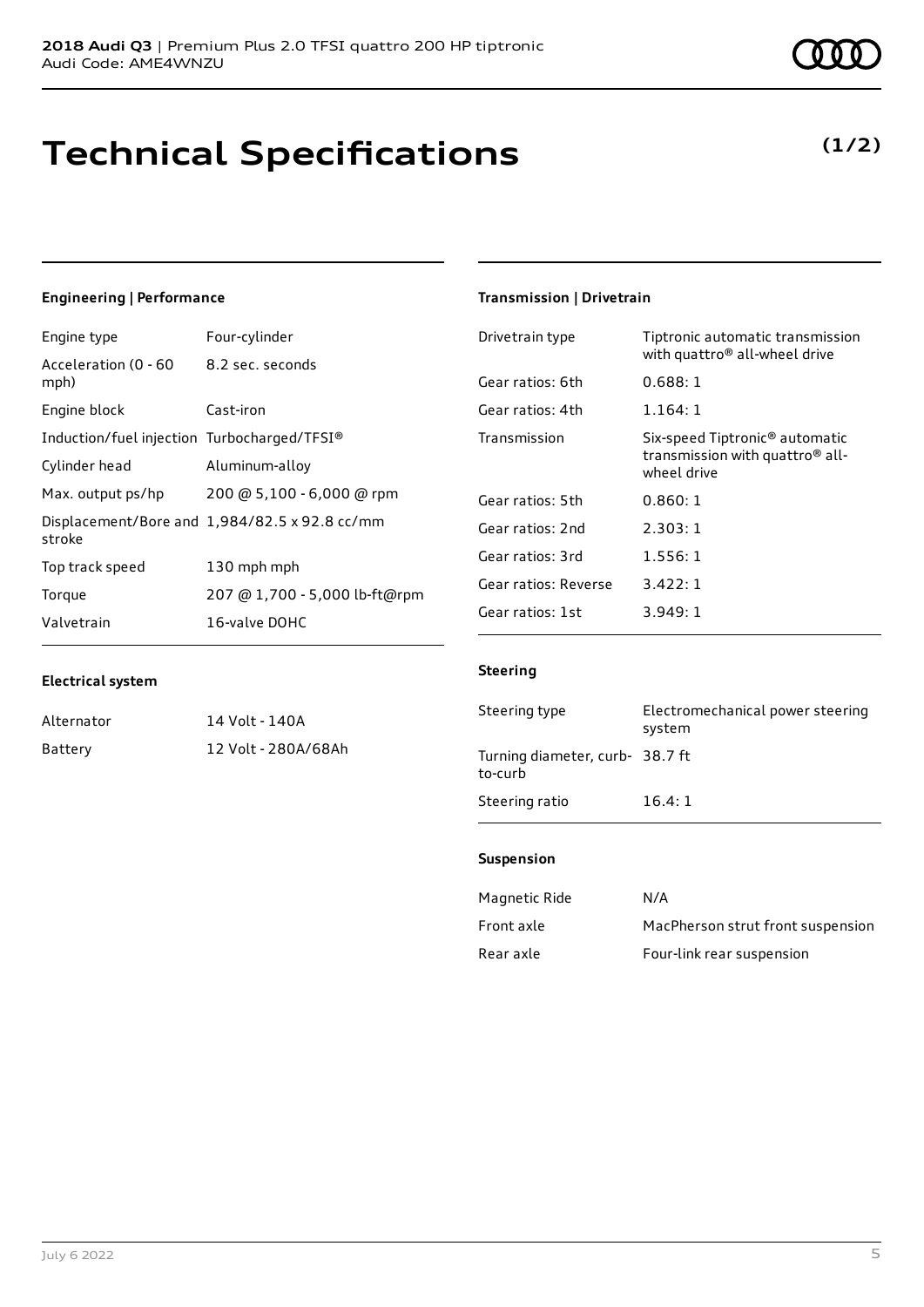# Technical Specifications

**(1/2)**

### Engineering | Performance

| | |
|---|---|
| Engine type | Four-cylinder |
| Acceleration (0 - 60 mph) | 8.2 sec. seconds |
| Engine block | Cast-iron |
| Induction/fuel injection | Turbocharged/TFSI® |
| Cylinder head | Aluminum-alloy |
| Max. output ps/hp | 200 @ 5,100 - 6,000 @ rpm |
| Displacement/Bore and stroke | 1,984/82.5 x 92.8 cc/mm |
| Top track speed | 130 mph mph |
| Torque | 207 @ 1,700 - 5,000 lb-ft@rpm |
| Valvetrain | 16-valve DOHC |

### Electrical system

| | |
|---|---|
| Alternator | 14 Volt - 140A |
| Battery | 12 Volt - 280A/68Ah |

### Transmission | Drivetrain

| | |
|---|---|
| Drivetrain type | Tiptronic automatic transmission with quattro® all-wheel drive |
| Gear ratios: 6th | 0.688: 1 |
| Gear ratios: 4th | 1.164: 1 |
| Transmission | Six-speed Tiptronic® automatic transmission with quattro® all-wheel drive |
| Gear ratios: 5th | 0.860: 1 |
| Gear ratios: 2nd | 2.303: 1 |
| Gear ratios: 3rd | 1.556: 1 |
| Gear ratios: Reverse | 3.422: 1 |
| Gear ratios: 1st | 3.949: 1 |

### Steering

| | |
|---|---|
| Steering type | Electromechanical power steering system |
| Turning diameter, curb-to-curb | 38.7 ft |
| Steering ratio | 16.4: 1 |

### Suspension

| | |
|---|---|
| Magnetic Ride | N/A |
| Front axle | MacPherson strut front suspension |
| Rear axle | Four-link rear suspension |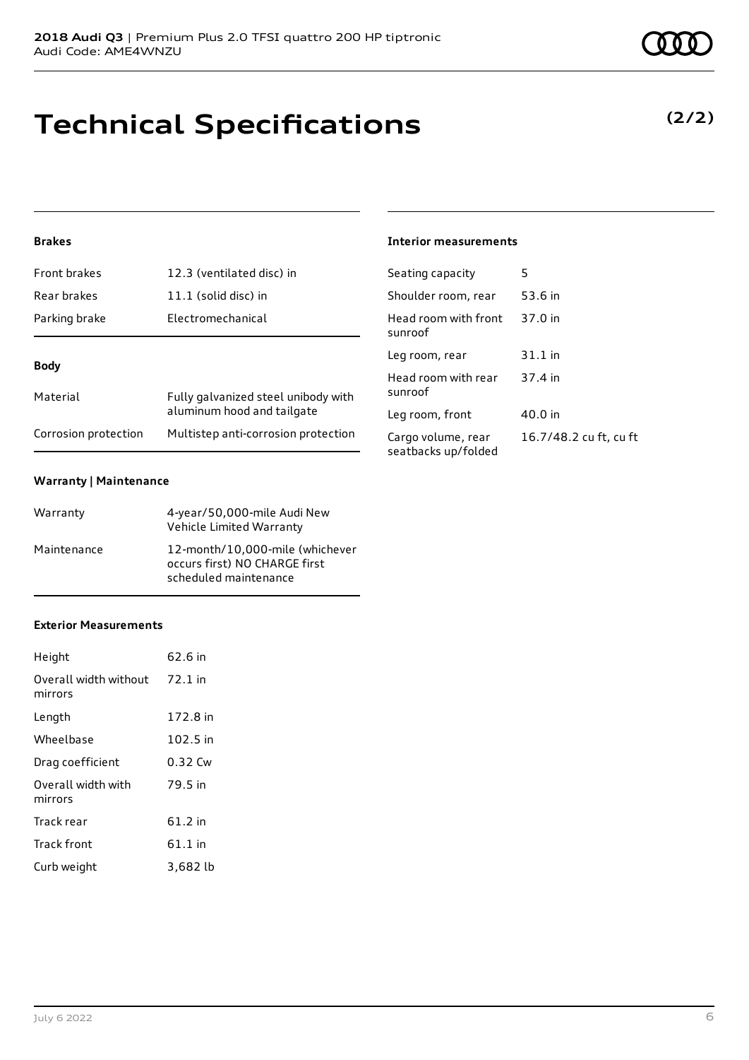# Technical Specifications

**(2/2)**

### Brakes

| | |
|---|---|
| Front brakes | 12.3 (ventilated disc) in |
| Rear brakes | 11.1 (solid disc) in |
| Parking brake | Electromechanical |

### Body

| | |
|---|---|
| Material | Fully galvanized steel unibody with aluminum hood and tailgate |
| Corrosion protection | Multistep anti-corrosion protection |

### Warranty | Maintenance

| | |
|---|---|
| Warranty | 4-year/50,000-mile Audi New Vehicle Limited Warranty |
| Maintenance | 12-month/10,000-mile (whichever occurs first) NO CHARGE first scheduled maintenance |

### Exterior Measurements

| | |
|---|---|
| Height | 62.6 in |
| Overall width without mirrors | 72.1 in |
| Length | 172.8 in |
| Wheelbase | 102.5 in |
| Drag coefficient | 0.32 Cw |
| Overall width with mirrors | 79.5 in |
| Track rear | 61.2 in |
| Track front | 61.1 in |
| Curb weight | 3,682 lb |

### Interior measurements

| | |
|---|---|
| Seating capacity | 5 |
| Shoulder room, rear | 53.6 in |
| Head room with front sunroof | 37.0 in |
| Leg room, rear | 31.1 in |
| Head room with rear sunroof | 37.4 in |
| Leg room, front | 40.0 in |
| Cargo volume, rear seatbacks up/folded | 16.7/48.2 cu ft, cu ft |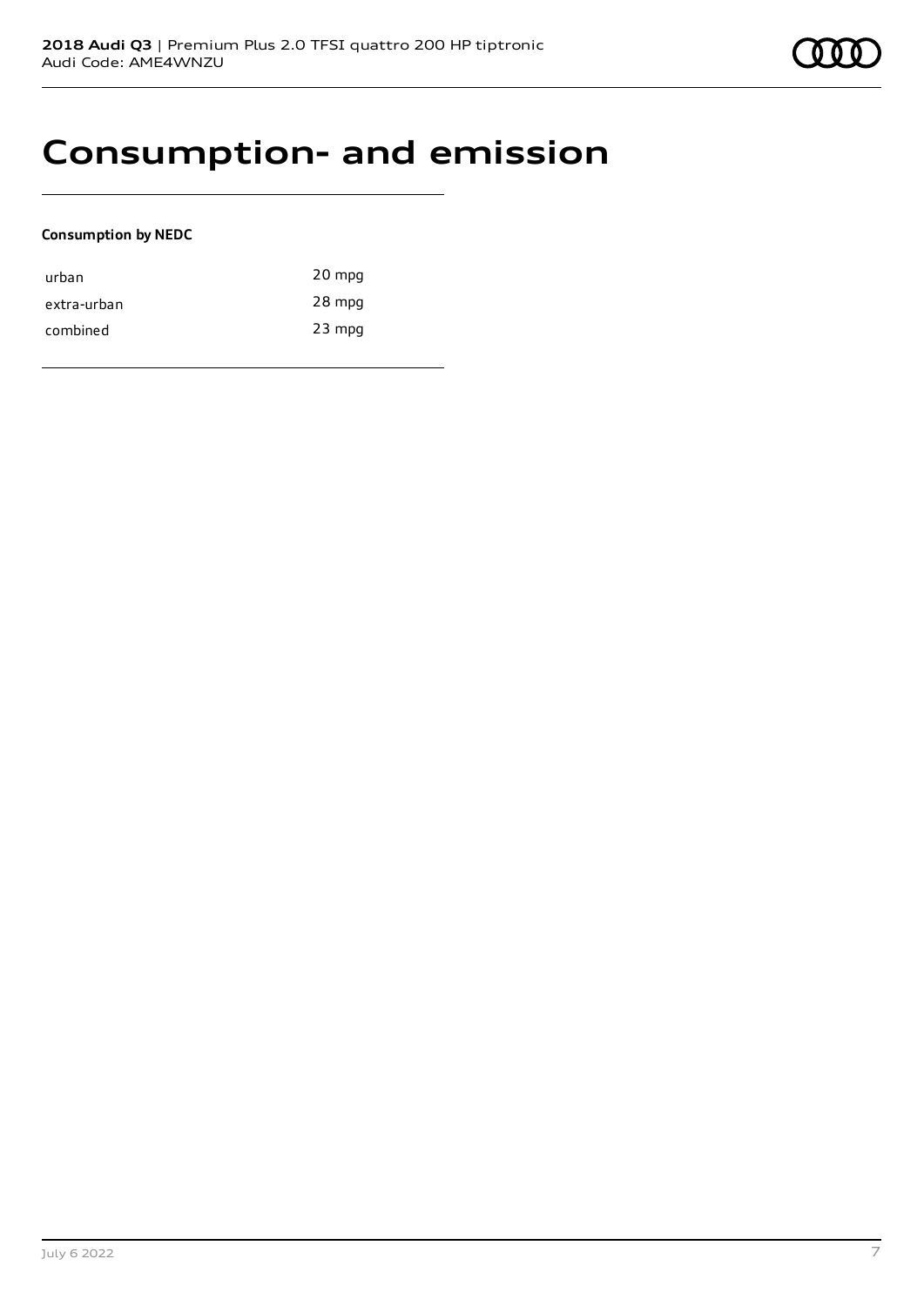# Consumption- and emission

**Consumption by NEDC**

| | |
|---|---|
| urban | 20 mpg |
| extra-urban | 28 mpg |
| combined | 23 mpg |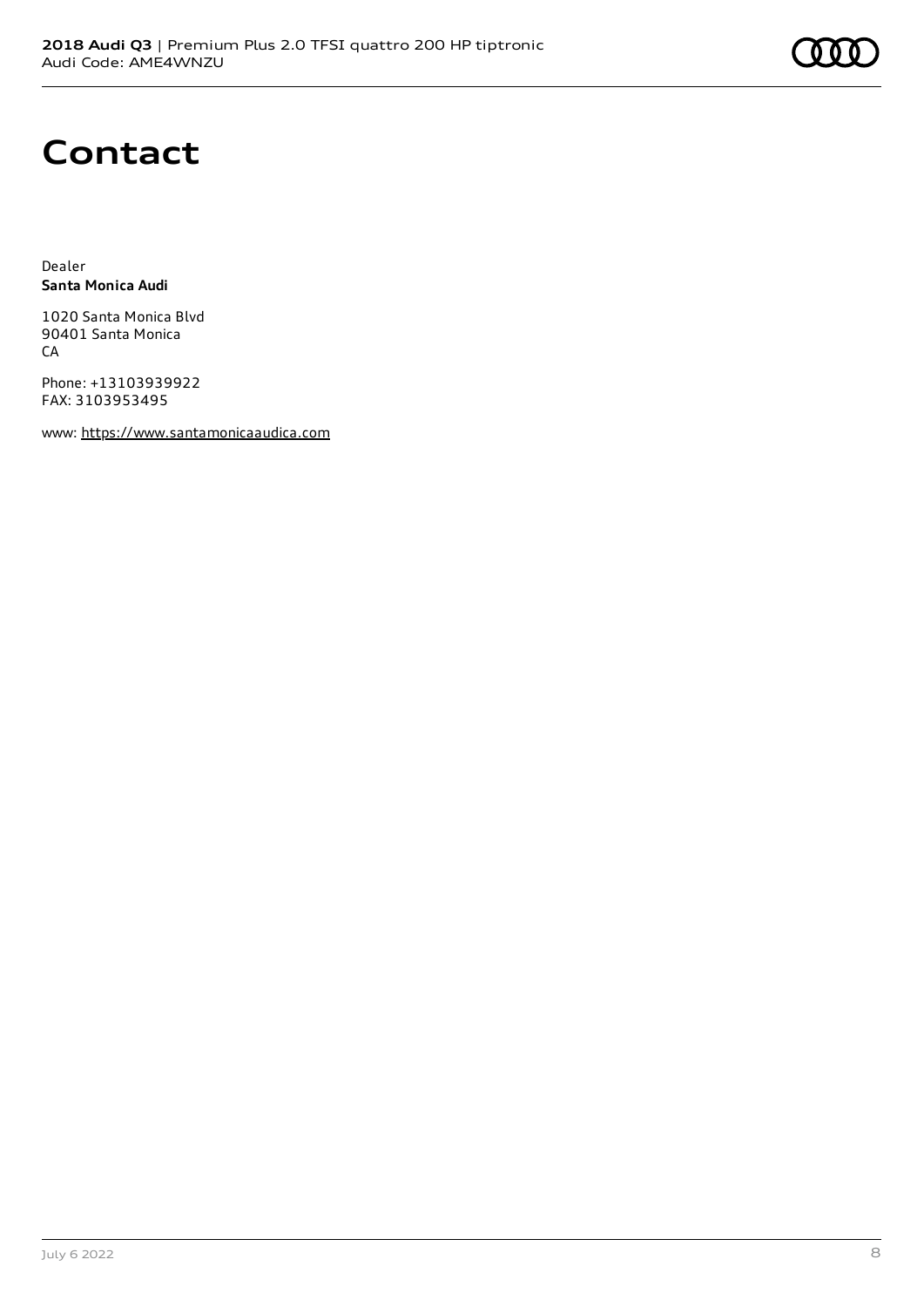# Contact

Dealer
**Santa Monica Audi**

1020 Santa Monica Blvd
90401 Santa Monica
CA

Phone: +13103939922
FAX: 3103953495

www: https://www.santamonicaaudica.com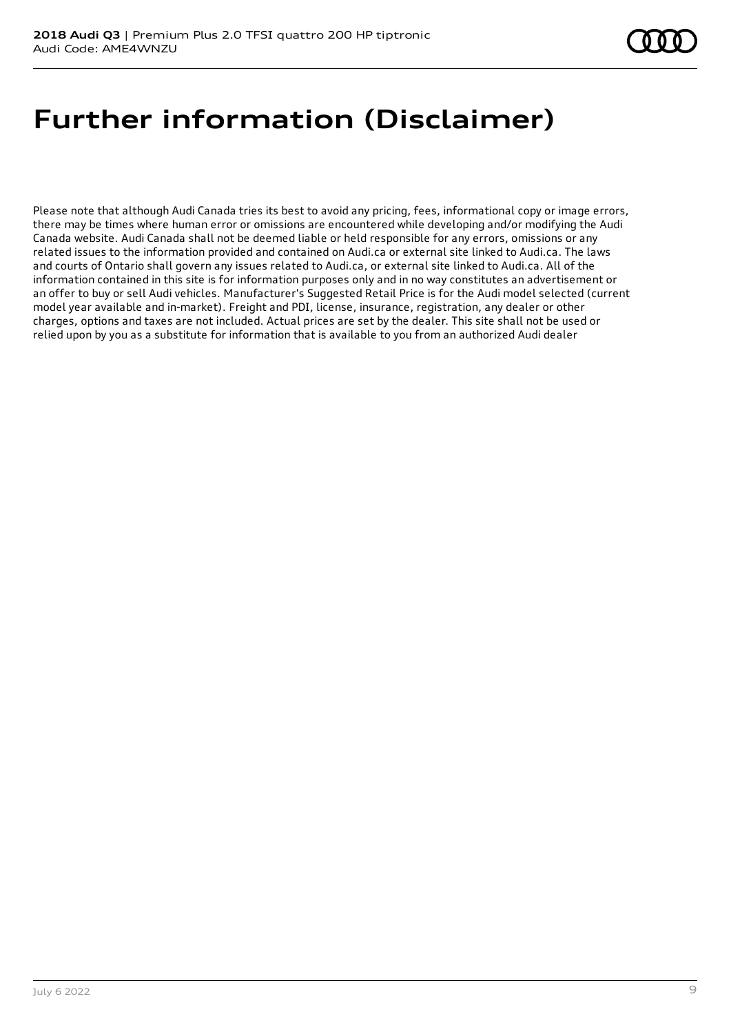# Further information (Disclaimer)

Please note that although Audi Canada tries its best to avoid any pricing, fees, informational copy or image errors, there may be times where human error or omissions are encountered while developing and/or modifying the Audi Canada website. Audi Canada shall not be deemed liable or held responsible for any errors, omissions or any related issues to the information provided and contained on Audi.ca or external site linked to Audi.ca. The laws and courts of Ontario shall govern any issues related to Audi.ca, or external site linked to Audi.ca. All of the information contained in this site is for information purposes only and in no way constitutes an advertisement or an offer to buy or sell Audi vehicles. Manufacturer's Suggested Retail Price is for the Audi model selected (current model year available and in-market). Freight and PDI, license, insurance, registration, any dealer or other charges, options and taxes are not included. Actual prices are set by the dealer. This site shall not be used or relied upon by you as a substitute for information that is available to you from an authorized Audi dealer